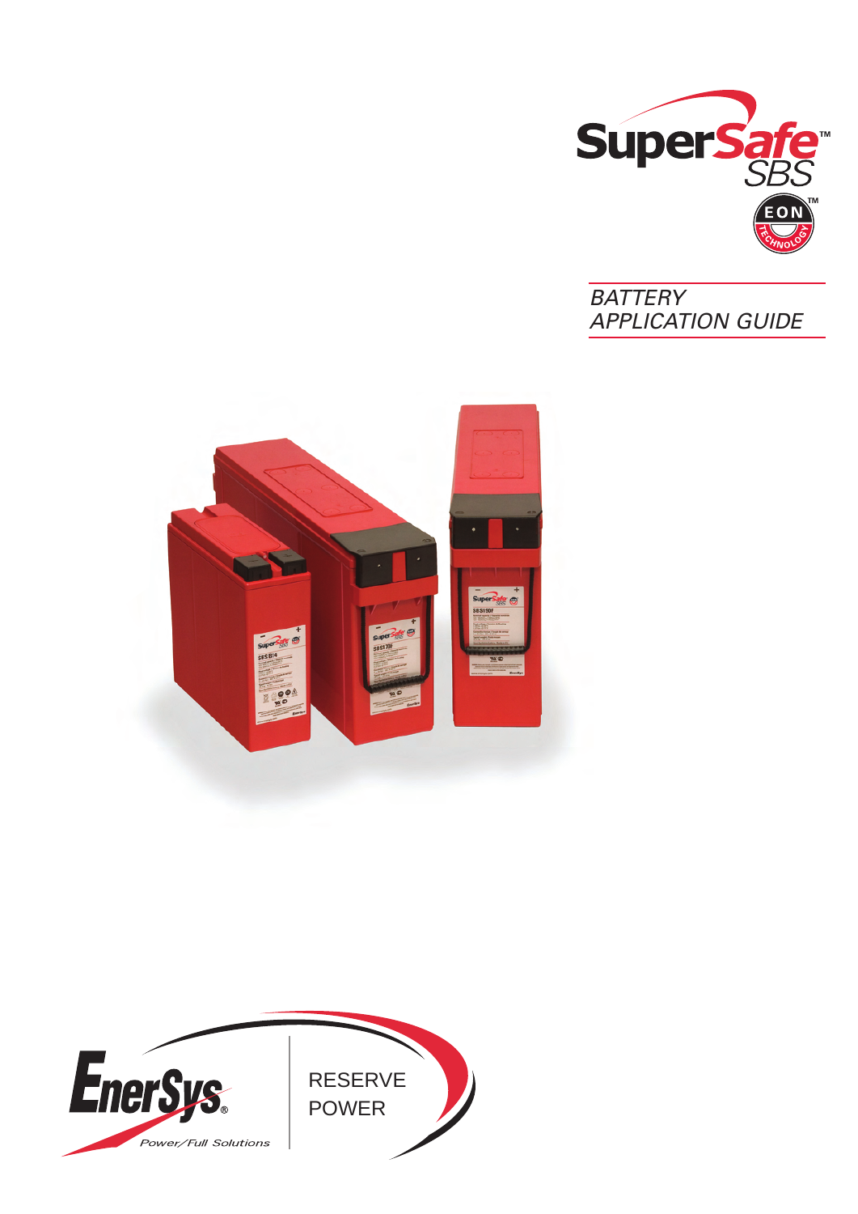SuperSafe™ SBS

EON™ TECHNOLOGY

# BATTERY APPLICATION GUIDE

EnerSys®

Power/Full Solutions

RESERVE POWER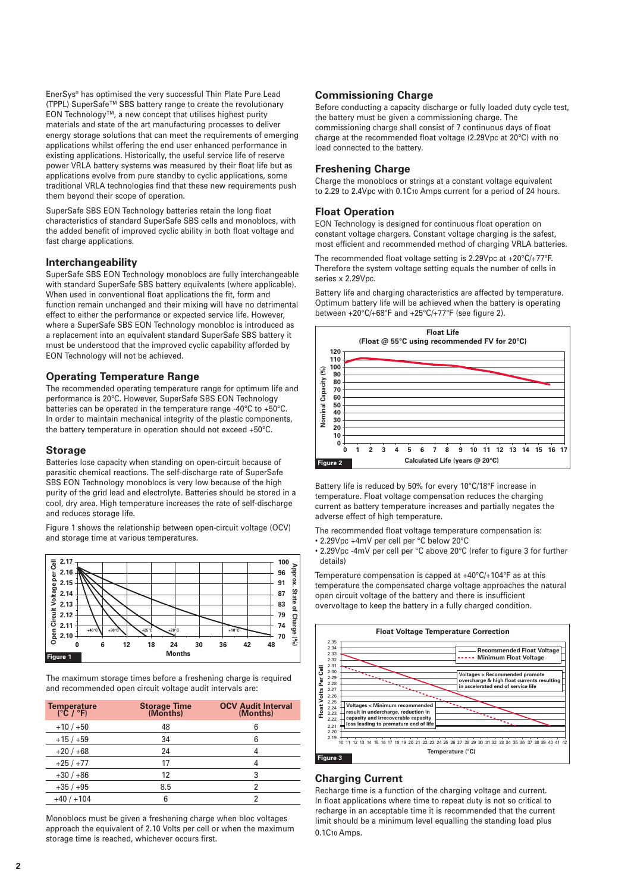EnerSys® has optimised the very successful Thin Plate Pure Lead (TPPL) SuperSafe™ SBS battery range to create the revolutionary EON Technology™, a new concept that utilises highest purity materials and state of the art manufacturing processes to deliver energy storage solutions that can meet the requirements of emerging applications whilst offering the end user enhanced performance in existing applications. Historically, the useful service life of reserve power VRLA battery systems was measured by their float life but as applications evolve from pure standby to cyclic applications, some traditional VRLA technologies find that these new requirements push them beyond their scope of operation.

SuperSafe SBS EON Technology batteries retain the long float characteristics of standard SuperSafe SBS cells and monoblocs, with the added benefit of improved cyclic ability in both float voltage and fast charge applications.

## Interchangeability

SuperSafe SBS EON Technology monoblocs are fully interchangeable with standard SuperSafe SBS battery equivalents (where applicable). When used in conventional float applications the fit, form and function remain unchanged and their mixing will have no detrimental effect to either the performance or expected service life. However, where a SuperSafe SBS EON Technology monobloc is introduced as a replacement into an equivalent standard SuperSafe SBS battery it must be understood that the improved cyclic capability afforded by EON Technology will not be achieved.

## Operating Temperature Range

The recommended operating temperature range for optimum life and performance is 20°C. However, SuperSafe SBS EON Technology batteries can be operated in the temperature range -40°C to +50°C. In order to maintain mechanical integrity of the plastic components, the battery temperature in operation should not exceed +50°C.

## Storage

Batteries lose capacity when standing on open-circuit because of parasitic chemical reactions. The self-discharge rate of SuperSafe SBS EON Technology monoblocs is very low because of the high purity of the grid lead and electrolyte. Batteries should be stored in a cool, dry area. High temperature increases the rate of self-discharge and reduces storage life.

Figure 1 shows the relationship between open-circuit voltage (OCV) and storage time at various temperatures.

Figure 1

The maximum storage times before a freshening charge is required and recommended open circuit voltage audit intervals are:

| Temperature (°C / °F) | Storage Time (Months) | OCV Audit Interval (Months) |
|---|---|---|
| +10 / +50 | 48 | 6 |
| +15 / +59 | 34 | 6 |
| +20 / +68 | 24 | 4 |
| +25 / +77 | 17 | 4 |
| +30 / +86 | 12 | 3 |
| +35 / +95 | 8.5 | 2 |
| +40 / +104 | 6 | 2 |

Monoblocs must be given a freshening charge when bloc voltages approach the equivalent of 2.10 Volts per cell or when the maximum storage time is reached, whichever occurs first.

## Commissioning Charge

Before conducting a capacity discharge or fully loaded duty cycle test, the battery must be given a commissioning charge. The commissioning charge shall consist of 7 continuous days of float charge at the recommended float voltage (2.29Vpc at 20°C) with no load connected to the battery.

## Freshening Charge

Charge the monoblocs or strings at a constant voltage equivalent to 2.29 to 2.4Vpc with $0.1C_{10}$ Amps current for a period of 24 hours.

## Float Operation

EON Technology is designed for continuous float operation on constant voltage chargers. Constant voltage charging is the safest, most efficient and recommended method of charging VRLA batteries.

The recommended float voltage setting is 2.29Vpc at +20°C/+77°F. Therefore the system voltage setting equals the number of cells in series x 2.29Vpc.

Battery life and charging characteristics are affected by temperature. Optimum battery life will be achieved when the battery is operating between +20°C/+68°F and +25°C/+77°F (see figure 2).

Figure 2

Battery life is reduced by 50% for every 10°C/18°F increase in temperature. Float voltage compensation reduces the charging current as battery temperature increases and partially negates the adverse effect of high temperature.

The recommended float voltage temperature compensation is:

- 2.29Vpc +4mV per cell per °C below 20°C
- 2.29Vpc -4mV per cell per °C above 20°C (refer to figure 3 for further details)

Temperature compensation is capped at +40°C/+104°F as at this temperature the compensated charge voltage approaches the natural open circuit voltage of the battery and there is insufficient overvoltage to keep the battery in a fully charged condition.

Figure 3

## Charging Current

Recharge time is a function of the charging voltage and current. In float applications where time to repeat duty is not so critical to recharge in an acceptable time it is recommended that the current limit should be a minimum level equalling the standing load plus $0.1C_{10}$ Amps.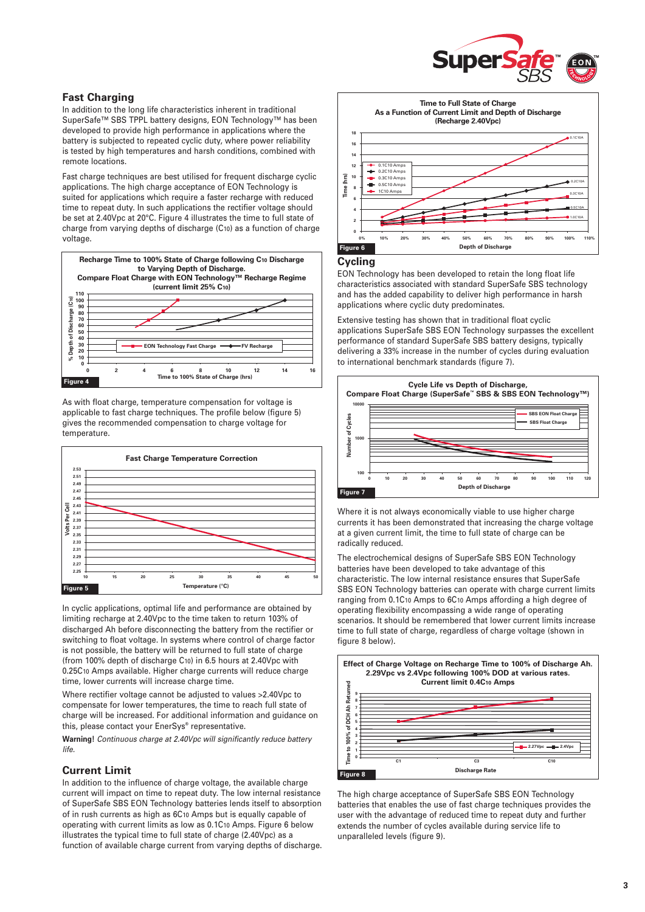## Fast Charging

In addition to the long life characteristics inherent in traditional SuperSafe™ SBS TPPL battery designs, EON Technology™ has been developed to provide high performance in applications where the battery is subjected to repeated cyclic duty, where power reliability is tested by high temperatures and harsh conditions, combined with remote locations.

Fast charge techniques are best utilised for frequent discharge cyclic applications. The high charge acceptance of EON Technology is suited for applications which require a faster recharge with reduced time to repeat duty. In such applications the rectifier voltage should be set at 2.40Vpc at 20°C. Figure 4 illustrates the time to full state of charge from varying depths of discharge ($C_{10}$) as a function of charge voltage.

Recharge Time to 100% State of Charge following $C_{10}$ Discharge to Varying Depth of Discharge. Compare Float Charge with EON Technology™ Recharge Regime (current limit 25% $C_{10}$)

Figure 4

As with float charge, temperature compensation for voltage is applicable to fast charge techniques. The profile below (figure 5) gives the recommended compensation to charge voltage for temperature.

Fast Charge Temperature Correction

Figure 5

In cyclic applications, optimal life and performance are obtained by limiting recharge at 2.40Vpc to the time taken to return 103% of discharged Ah before disconnecting the battery from the rectifier or switching to float voltage. In systems where control of charge factor is not possible, the battery will be returned to full state of charge (from 100% depth of discharge $C_{10}$) in 6.5 hours at 2.40Vpc with 0.25$C_{10}$ Amps available. Higher charge currents will reduce charge time, lower currents will increase charge time.

Where rectifier voltage cannot be adjusted to values >2.40Vpc to compensate for lower temperatures, the time to reach full state of charge will be increased. For additional information and guidance on this, please contact your EnerSys® representative.

**Warning**! *Continuous charge at 2.40Vpc will significantly reduce battery life.*

## Current Limit

In addition to the influence of charge voltage, the available charge current will impact on time to repeat duty. The low internal resistance of SuperSafe SBS EON Technology lends itself to absorption of in rush currents as high as 6$C_{10}$ Amps but is equally capable of operating with current limits as low as 0.1$C_{10}$ Amps. Figure 6 below illustrates the typical time to full state of charge (2.40Vpc) as a function of available charge current from varying depths of discharge.

Time to Full State of Charge As a Function of Current Limit and Depth of Discharge (Recharge 2.40Vpc)

Figure 6

## Cycling

EON Technology has been developed to retain the long float life characteristics associated with standard SuperSafe SBS technology and has the added capability to deliver high performance in harsh applications where cyclic duty predominates.

Extensive testing has shown that in traditional float cyclic applications SuperSafe SBS EON Technology surpasses the excellent performance of standard SuperSafe SBS battery designs, typically delivering a 33% increase in the number of cycles during evaluation to international benchmark standards (figure 7).

Cycle Life vs Depth of Discharge, Compare Float Charge (SuperSafe™ SBS & SBS EON Technology™)

Figure 7

Where it is not always economically viable to use higher charge currents it has been demonstrated that increasing the charge voltage at a given current limit, the time to full state of charge can be radically reduced.

The electrochemical designs of SuperSafe SBS EON Technology batteries have been developed to take advantage of this characteristic. The low internal resistance that SuperSafe SBS EON Technology batteries can operate with charge current limits ranging from 0.1$C_{10}$ Amps to 6$C_{10}$ Amps affording a high degree of operating flexibility encompassing a wide range of operating scenarios. It should be remembered that lower current limits increase time to full state of charge, regardless of charge voltage (shown in figure 8 below).

Effect of Charge Voltage on Recharge Time to 100% of Discharge Ah. 2.29Vpc vs 2.4Vpc following 100% DOD at various rates. Current limit 0.4$C_{10}$ Amps

Figure 8

The high charge acceptance of SuperSafe SBS EON Technology batteries that enables the use of fast charge techniques provides the user with the advantage of reduced time to repeat duty and further extends the number of cycles available during service life to unparalleled levels (figure 9).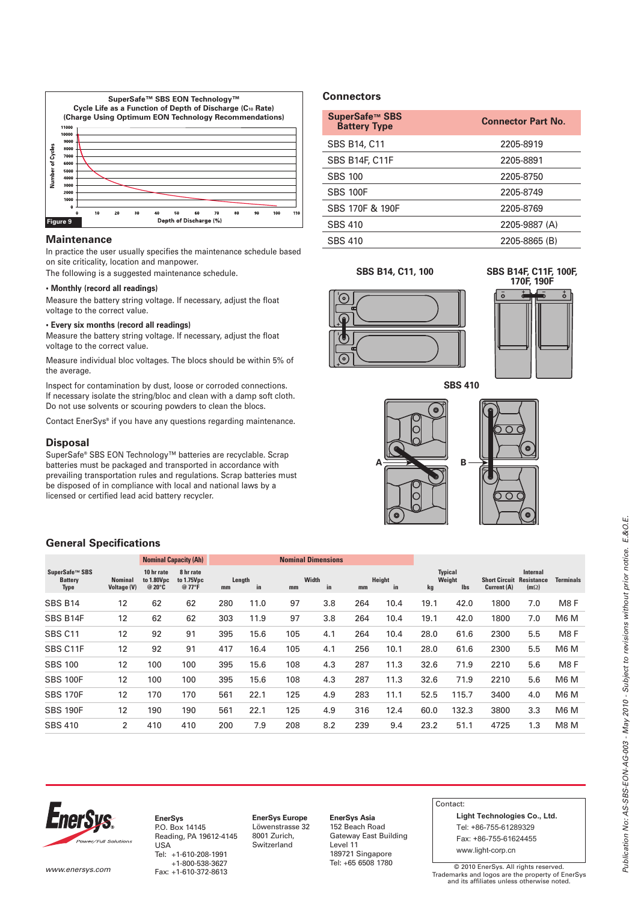SuperSafe™ SBS EON Technology™
Cycle Life as a Function of Depth of Discharge ($C_{10}$ Rate)
(Charge Using Optimum EON Technology Recommendations)

Number of Cycles
11000
10000
9000
8000
7000
6000
5000
4000
3000
2000
1000
0

0 10 20 30 40 50 60 70 80 90 100 110
Depth of Discharge (%)

Figure 9

## Maintenance

In practice the user usually specifies the maintenance schedule based on site criticality, location and manpower.
The following is a suggested maintenance schedule.

- **Monthly (record all readings)**

Measure the battery string voltage. If necessary, adjust the float voltage to the correct value.

- **Every six months (record all readings)**

Measure the battery string voltage. If necessary, adjust the float voltage to the correct value.

Measure individual bloc voltages. The blocs should be within 5% of the average.

Inspect for contamination by dust, loose or corroded connections. If necessary isolate the string/bloc and clean with a damp soft cloth. Do not use solvents or scouring powders to clean the blocs.

Contact EnerSys® if you have any questions regarding maintenance.

## Disposal

SuperSafe® SBS EON Technology™ batteries are recyclable. Scrap batteries must be packaged and transported in accordance with prevailing transportation rules and regulations. Scrap batteries must be disposed of in compliance with local and national laws by a licensed or certified lead acid battery recycler.

## Connectors

| SuperSafe™ SBS Battery Type | Connector Part No. |
|---|---|
| SBS B14, C11 | 2205-8919 |
| SBS B14F, C11F | 2205-8891 |
| SBS 100 | 2205-8750 |
| SBS 100F | 2205-8749 |
| SBS 170F & 190F | 2205-8769 |
| SBS 410 | 2205-9887 (A) |
| SBS 410 | 2205-8865 (B) |

SBS B14, C11, 100

SBS B14F, C11F, 100F, 170F, 190F

SBS 410

A

B

## General Specifications

| SuperSafe™ SBS Battery Type | Nominal Voltage (V) | Nominal Capacity (Ah) 10 hr rate to 1.80Vpc @ 20°C | Nominal Capacity (Ah) 8 hr rate to 1.75Vpc @ 77°F | Length mm | Length in | Width mm | Width in | Height mm | Height in | Typical Weight kg | Typical Weight lbs | Short Circuit Current (A) | Internal Resistance (mΩ) | Terminals |
|---|---|---|---|---|---|---|---|---|---|---|---|---|---|---|
| SBS B14 | 12 | 62 | 62 | 280 | 11.0 | 97 | 3.8 | 264 | 10.4 | 19.1 | 42.0 | 1800 | 7.0 | M8 F |
| SBS B14F | 12 | 62 | 62 | 303 | 11.9 | 97 | 3.8 | 264 | 10.4 | 19.1 | 42.0 | 1800 | 7.0 | M6 M |
| SBS C11 | 12 | 92 | 91 | 395 | 15.6 | 105 | 4.1 | 264 | 10.4 | 28.0 | 61.6 | 2300 | 5.5 | M8 F |
| SBS C11F | 12 | 92 | 91 | 417 | 16.4 | 105 | 4.1 | 256 | 10.1 | 28.0 | 61.6 | 2300 | 5.5 | M6 M |
| SBS 100 | 12 | 100 | 100 | 395 | 15.6 | 108 | 4.3 | 287 | 11.3 | 32.6 | 71.9 | 2210 | 5.6 | M8 F |
| SBS 100F | 12 | 100 | 100 | 395 | 15.6 | 108 | 4.3 | 287 | 11.3 | 32.6 | 71.9 | 2210 | 5.6 | M6 M |
| SBS 170F | 12 | 170 | 170 | 561 | 22.1 | 125 | 4.9 | 283 | 11.1 | 52.5 | 115.7 | 3400 | 4.0 | M6 M |
| SBS 190F | 12 | 190 | 190 | 561 | 22.1 | 125 | 4.9 | 316 | 12.4 | 60.0 | 132.3 | 3800 | 3.3 | M6 M |
| SBS 410 | 2 | 410 | 410 | 200 | 7.9 | 208 | 8.2 | 239 | 9.4 | 23.2 | 51.1 | 4725 | 1.3 | M8 M |

EnerSys
Power/Full Solutions

www.enersys.com

**EnerSys**
P.O. Box 14145
Reading, PA 19612-4145
USA
Tel: +1-610-208-1991
+1-800-538-3627
Fax: +1-610-372-8613

**EnerSys Europe**
Löwenstrasse 32
8001 Zurich,
Switzerland

**EnerSys Asia**
152 Beach Road
Gateway East Building
Level 11
189721 Singapore
Tel: +65 6508 1780

Contact:
**Light Technologies Co., Ltd.**
Tel: +86-755-61289329
Fax: +86-755-61624455
www.light-corp.cn

© 2010 EnerSys. All rights reserved.
Trademarks and logos are the property of EnerSys and its affiliates unless otherwise noted.

*Publication No: AS-SBS-EON-AG-003 - May 2010 - Subject to revisions without prior notice. E.&O.E.*